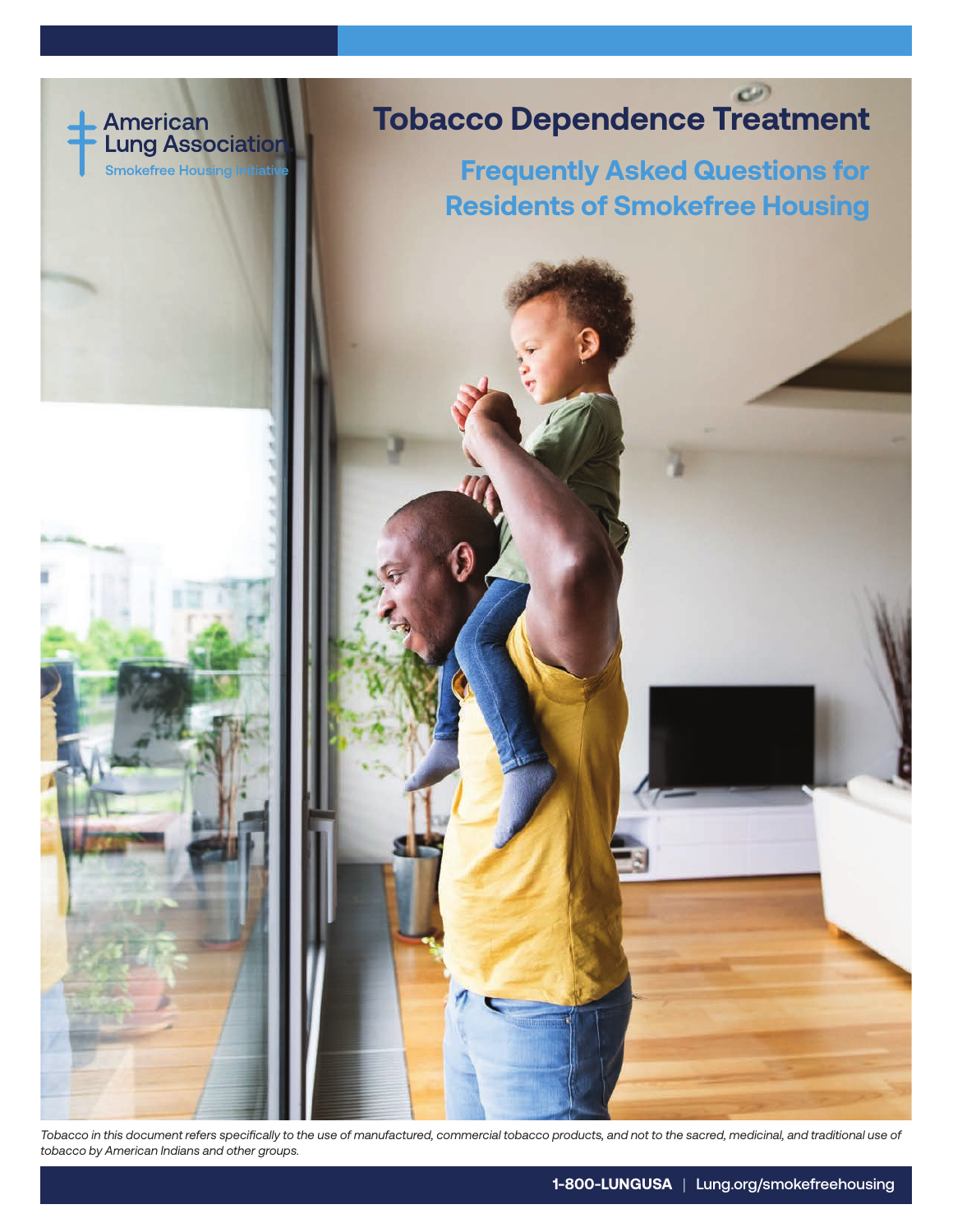American Lung Association.
Smokefree Housing Initiative

# Tobacco Dependence Treatment

## Frequently Asked Questions for Residents of Smokefree Housing

*Tobacco in this document refers specifically to the use of manufactured, commercial tobacco products, and not to the sacred, medicinal, and traditional use of tobacco by American Indians and other groups.*

**1-800-LUNGUSA** | Lung.org/smokefreehousing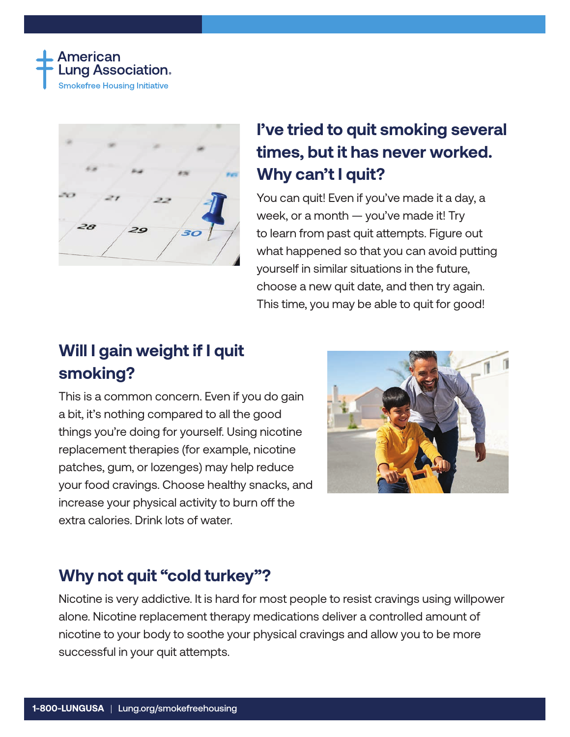## I've tried to quit smoking several times, but it has never worked. Why can't I quit?

You can quit! Even if you've made it a day, a week, or a month — you've made it! Try to learn from past quit attempts. Figure out what happened so that you can avoid putting yourself in similar situations in the future, choose a new quit date, and then try again. This time, you may be able to quit for good!

## Will I gain weight if I quit smoking?

This is a common concern. Even if you do gain a bit, it's nothing compared to all the good things you're doing for yourself. Using nicotine replacement therapies (for example, nicotine patches, gum, or lozenges) may help reduce your food cravings. Choose healthy snacks, and increase your physical activity to burn off the extra calories. Drink lots of water.

## Why not quit "cold turkey"?

Nicotine is very addictive. It is hard for most people to resist cravings using willpower alone. Nicotine replacement therapy medications deliver a controlled amount of nicotine to your body to soothe your physical cravings and allow you to be more successful in your quit attempts.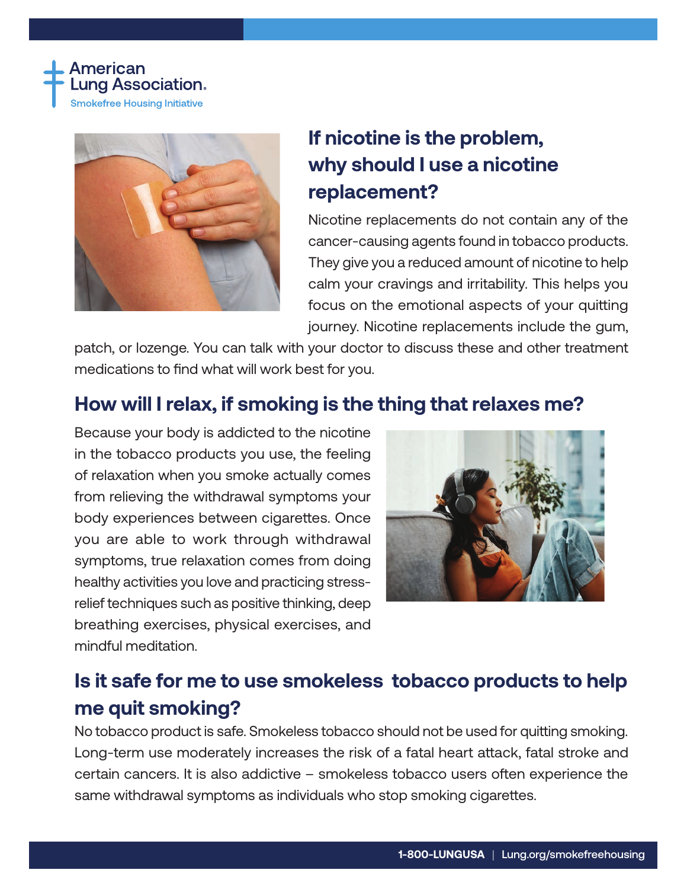American Lung Association.
Smokefree Housing Initiative

## If nicotine is the problem, why should I use a nicotine replacement?

Nicotine replacements do not contain any of the cancer-causing agents found in tobacco products. They give you a reduced amount of nicotine to help calm your cravings and irritability. This helps you focus on the emotional aspects of your quitting journey. Nicotine replacements include the gum, patch, or lozenge. You can talk with your doctor to discuss these and other treatment medications to find what will work best for you.

## How will I relax, if smoking is the thing that relaxes me?

Because your body is addicted to the nicotine in the tobacco products you use, the feeling of relaxation when you smoke actually comes from relieving the withdrawal symptoms your body experiences between cigarettes. Once you are able to work through withdrawal symptoms, true relaxation comes from doing healthy activities you love and practicing stress-relief techniques such as positive thinking, deep breathing exercises, physical exercises, and mindful meditation.

## Is it safe for me to use smokeless tobacco products to help me quit smoking?

No tobacco product is safe. Smokeless tobacco should not be used for quitting smoking. Long-term use moderately increases the risk of a fatal heart attack, fatal stroke and certain cancers. It is also addictive – smokeless tobacco users often experience the same withdrawal symptoms as individuals who stop smoking cigarettes.

**1-800-LUNGUSA** | Lung.org/smokefreehousing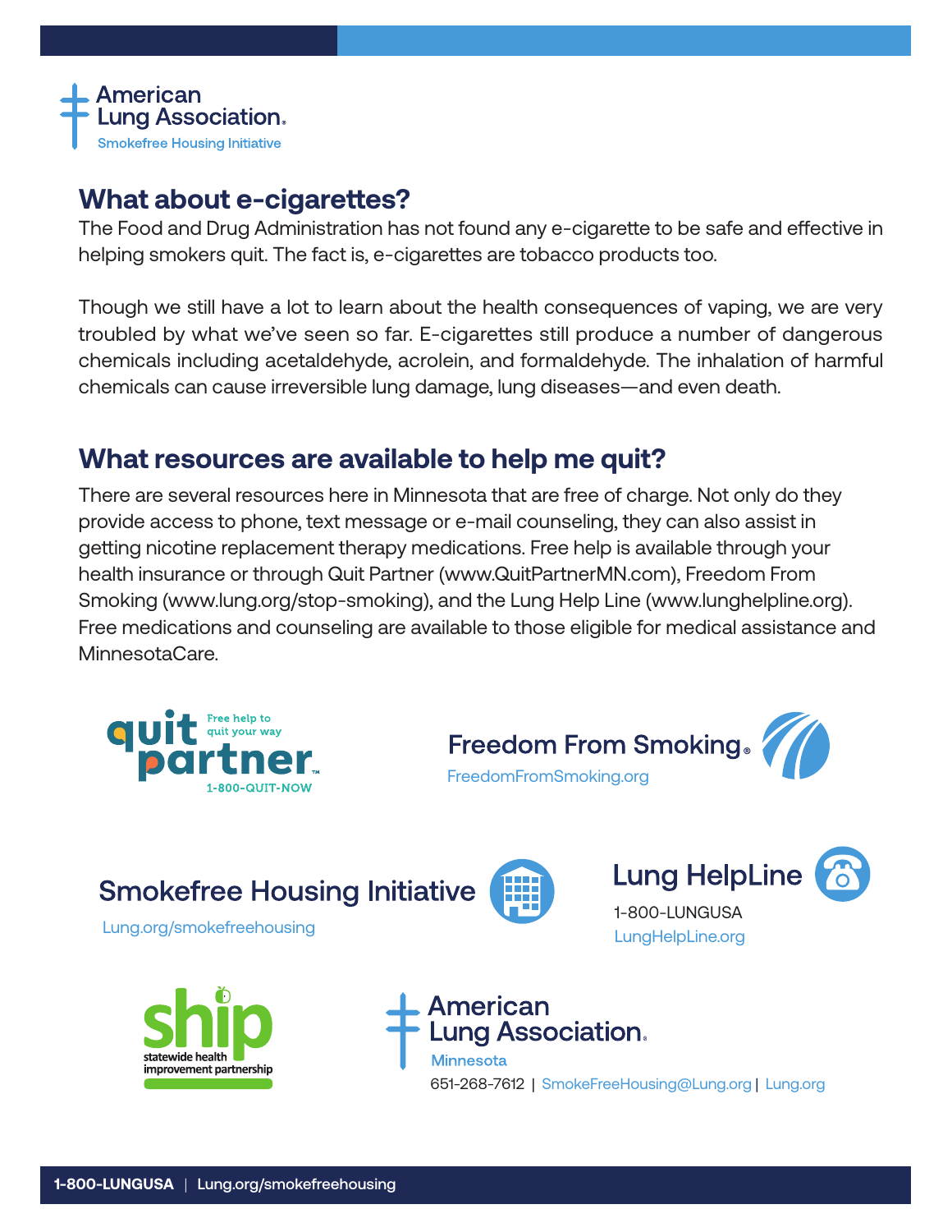American Lung Association.
Smokefree Housing Initiative

## What about e-cigarettes?

The Food and Drug Administration has not found any e-cigarette to be safe and effective in helping smokers quit. The fact is, e-cigarettes are tobacco products too.

Though we still have a lot to learn about the health consequences of vaping, we are very troubled by what we've seen so far. E-cigarettes still produce a number of dangerous chemicals including acetaldehyde, acrolein, and formaldehyde. The inhalation of harmful chemicals can cause irreversible lung damage, lung diseases—and even death.

## What resources are available to help me quit?

There are several resources here in Minnesota that are free of charge. Not only do they provide access to phone, text message or e-mail counseling, they can also assist in getting nicotine replacement therapy medications. Free help is available through your health insurance or through Quit Partner (www.QuitPartnerMN.com), Freedom From Smoking (www.lung.org/stop-smoking), and the Lung Help Line (www.lunghelpline.org). Free medications and counseling are available to those eligible for medical assistance and MinnesotaCare.

quit partner™
Free help to quit your way
1-800-QUIT-NOW

Freedom From Smoking®
FreedomFromSmoking.org

Smokefree Housing Initiative
Lung.org/smokefreehousing

Lung HelpLine
1-800-LUNGUSA
LungHelpLine.org

ship
statewide health improvement partnership

American Lung Association.
Minnesota
651-268-7612 | SmokeFreeHousing@Lung.org | Lung.org

**1-800-LUNGUSA** | Lung.org/smokefreehousing